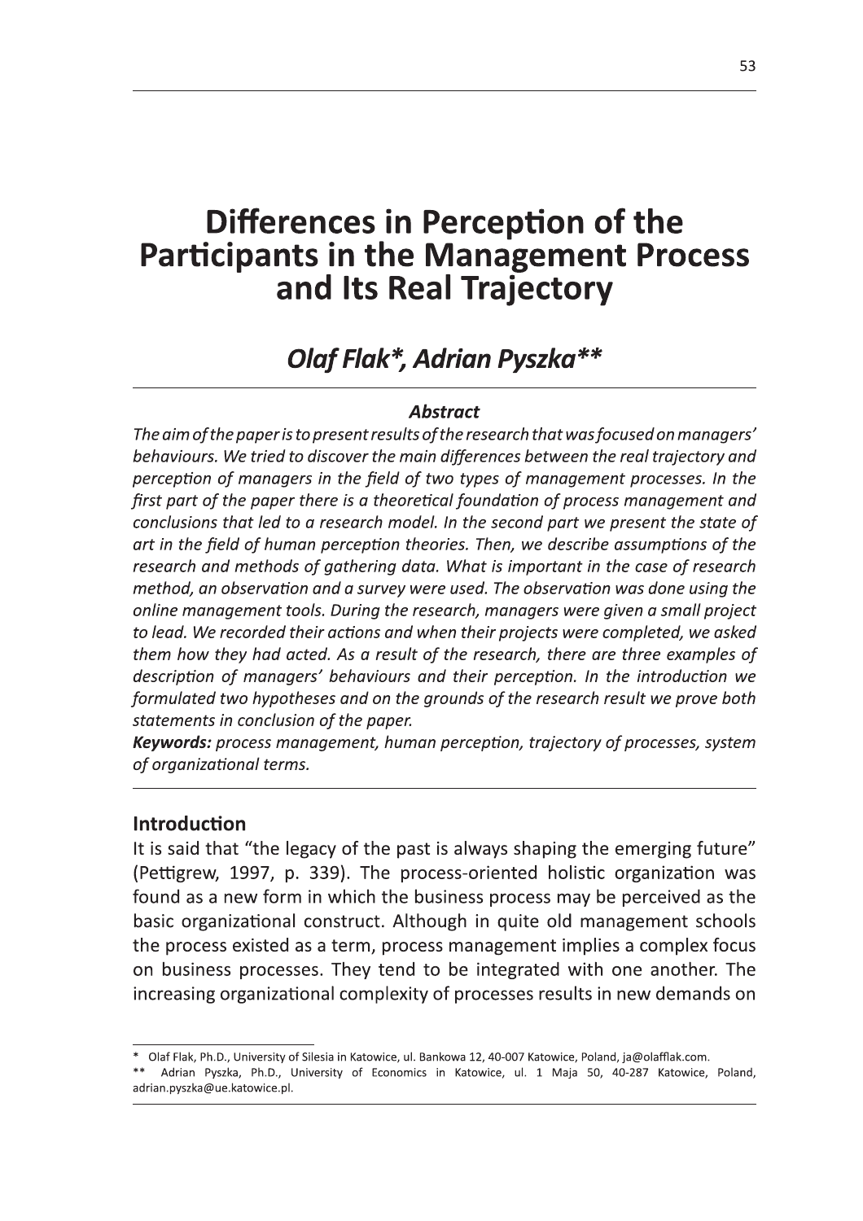# Differences in Perception of the Participants in the Management Process and Its Real Trajectory

## *Olaf Flak\*, Adrian Pyszka\*\**

### *Abstract*

*The aim of the paper is to present results of the research that was focused on managers' behaviours. We tried to discover the main differences between the real trajectory and perception of managers in the field of two types of management processes. In the first part of the paper there is a theoretical foundation of process management and conclusions that led to a research model. In the second part we present the state of art in the field of human perception theories. Then, we describe assumptions of the research and methods of gathering data. What is important in the case of research method, an observation and a survey were used. The observation was done using the online management tools. During the research, managers were given a small project to lead. We recorded their actions and when their projects were completed, we asked them how they had acted. As a result of the research, there are three examples of description of managers' behaviours and their perception. In the introduction we formulated two hypotheses and on the grounds of the research result we prove both statements in conclusion of the paper.*

***Keywords:*** *process management, human perception, trajectory of processes, system of organizational terms.*

## Introduction

It is said that "the legacy of the past is always shaping the emerging future" (Pettigrew, 1997, p. 339). The process-oriented holistic organization was found as a new form in which the business process may be perceived as the basic organizational construct. Although in quite old management schools the process existed as a term, process management implies a complex focus on business processes. They tend to be integrated with one another. The increasing organizational complexity of processes results in new demands on

---

\* Olaf Flak, Ph.D., University of Silesia in Katowice, ul. Bankowa 12, 40-007 Katowice, Poland, ja@olafflak.com.

\*\* Adrian Pyszka, Ph.D., University of Economics in Katowice, ul. 1 Maja 50, 40-287 Katowice, Poland, adrian.pyszka@ue.katowice.pl.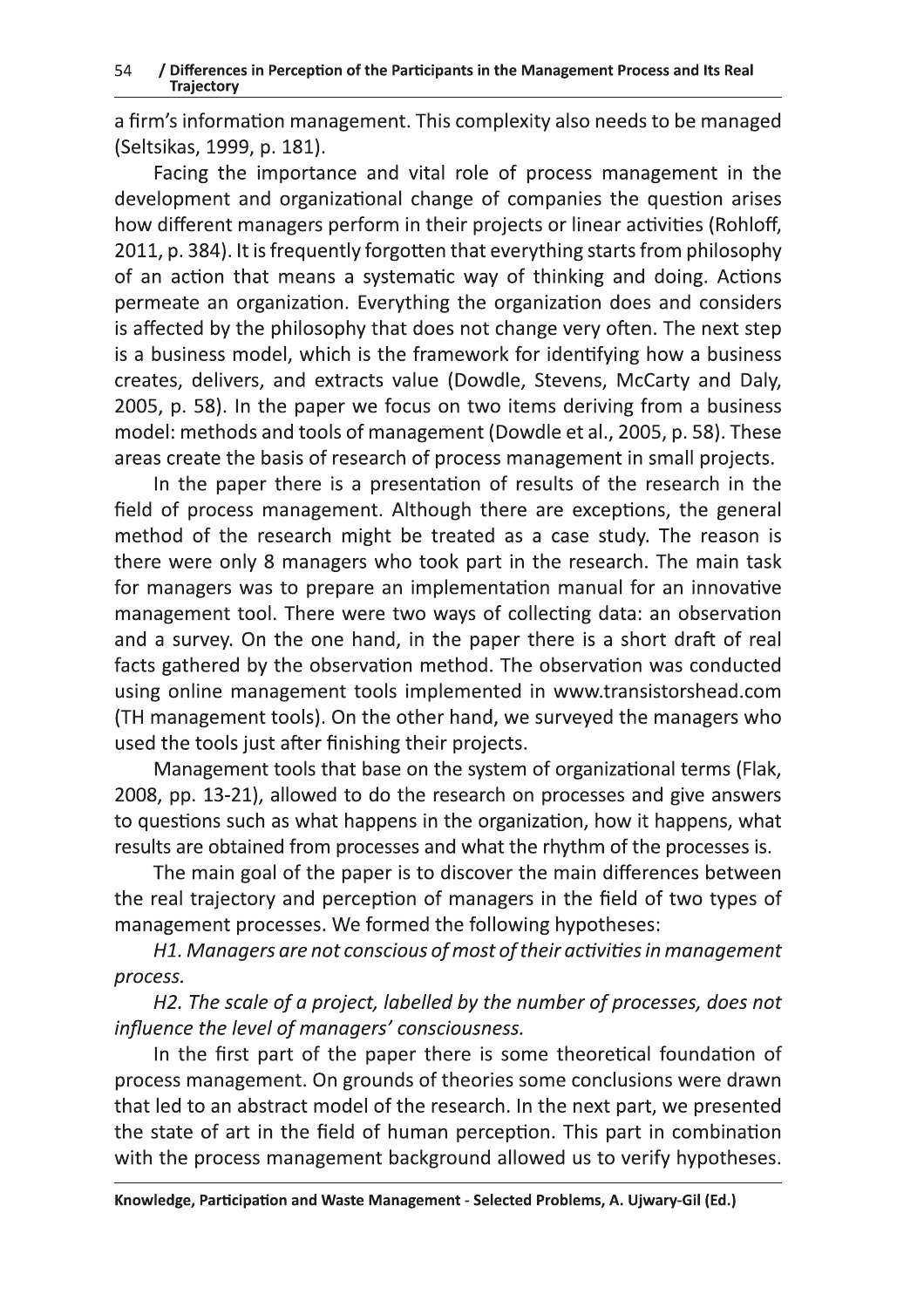a firm's information management. This complexity also needs to be managed (Seltsikas, 1999, p. 181).

Facing the importance and vital role of process management in the development and organizational change of companies the question arises how different managers perform in their projects or linear activities (Rohloff, 2011, p. 384). It is frequently forgotten that everything starts from philosophy of an action that means a systematic way of thinking and doing. Actions permeate an organization. Everything the organization does and considers is affected by the philosophy that does not change very often. The next step is a business model, which is the framework for identifying how a business creates, delivers, and extracts value (Dowdle, Stevens, McCarty and Daly, 2005, p. 58). In the paper we focus on two items deriving from a business model: methods and tools of management (Dowdle et al., 2005, p. 58). These areas create the basis of research of process management in small projects.

In the paper there is a presentation of results of the research in the field of process management. Although there are exceptions, the general method of the research might be treated as a case study. The reason is there were only 8 managers who took part in the research. The main task for managers was to prepare an implementation manual for an innovative management tool. There were two ways of collecting data: an observation and a survey. On the one hand, in the paper there is a short draft of real facts gathered by the observation method. The observation was conducted using online management tools implemented in www.transistorshead.com (TH management tools). On the other hand, we surveyed the managers who used the tools just after finishing their projects.

Management tools that base on the system of organizational terms (Flak, 2008, pp. 13-21), allowed to do the research on processes and give answers to questions such as what happens in the organization, how it happens, what results are obtained from processes and what the rhythm of the processes is.

The main goal of the paper is to discover the main differences between the real trajectory and perception of managers in the field of two types of management processes. We formed the following hypotheses:

*H1. Managers are not conscious of most of their activities in management process.*

*H2. The scale of a project, labelled by the number of processes, does not influence the level of managers' consciousness.*

In the first part of the paper there is some theoretical foundation of process management. On grounds of theories some conclusions were drawn that led to an abstract model of the research. In the next part, we presented the state of art in the field of human perception. This part in combination with the process management background allowed us to verify hypotheses.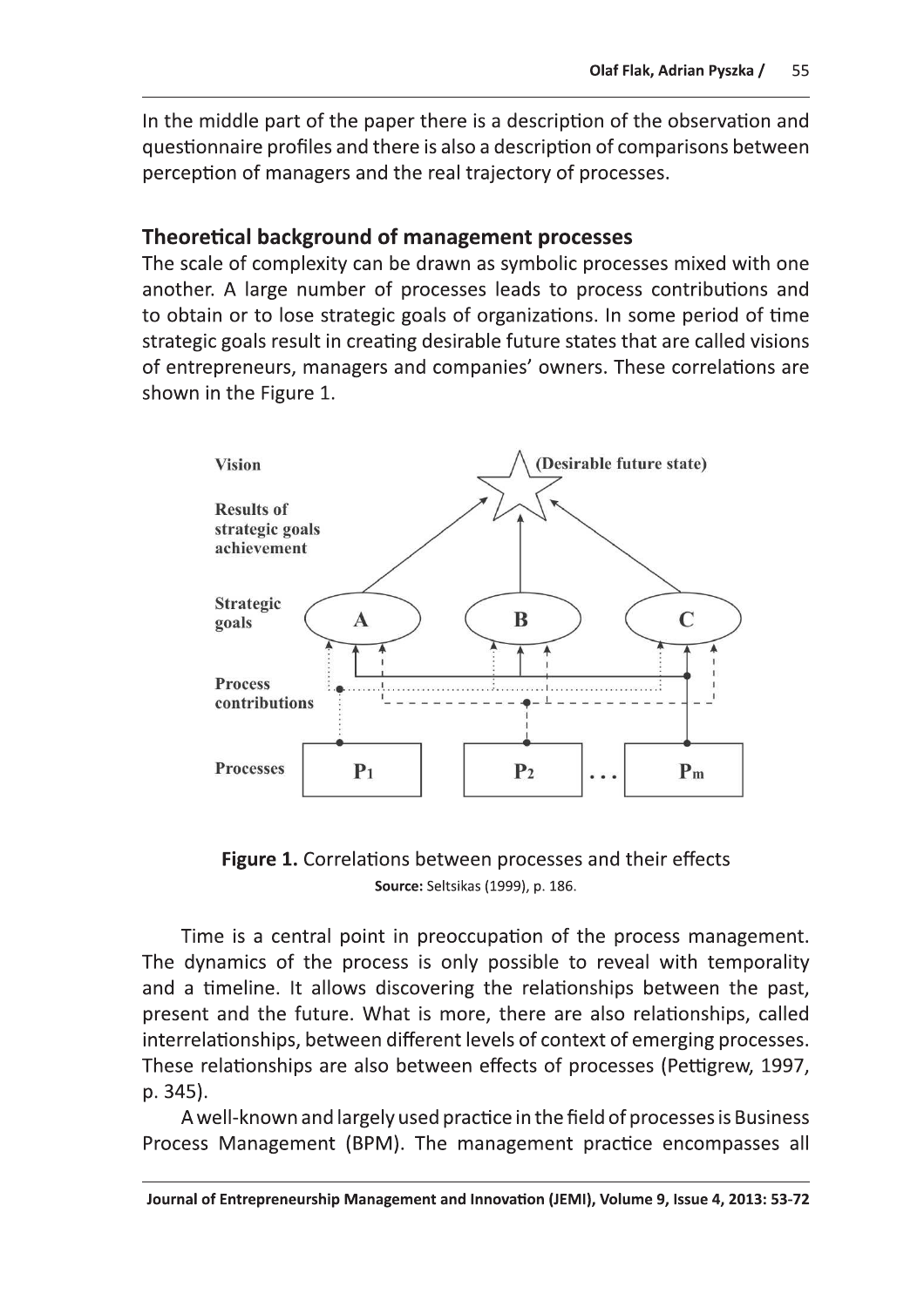In the middle part of the paper there is a description of the observation and questionnaire profiles and there is also a description of comparisons between perception of managers and the real trajectory of processes.

## Theoretical background of management processes

The scale of complexity can be drawn as symbolic processes mixed with one another. A large number of processes leads to process contributions and to obtain or to lose strategic goals of organizations. In some period of time strategic goals result in creating desirable future states that are called visions of entrepreneurs, managers and companies' owners. These correlations are shown in the Figure 1.

**Figure 1.** Correlations between processes and their effects

**Source:** Seltsikas (1999), p. 186.

Time is a central point in preoccupation of the process management. The dynamics of the process is only possible to reveal with temporality and a timeline. It allows discovering the relationships between the past, present and the future. What is more, there are also relationships, called interrelationships, between different levels of context of emerging processes. These relationships are also between effects of processes (Pettigrew, 1997, p. 345).

A well-known and largely used practice in the field of processes is Business Process Management (BPM). The management practice encompasses all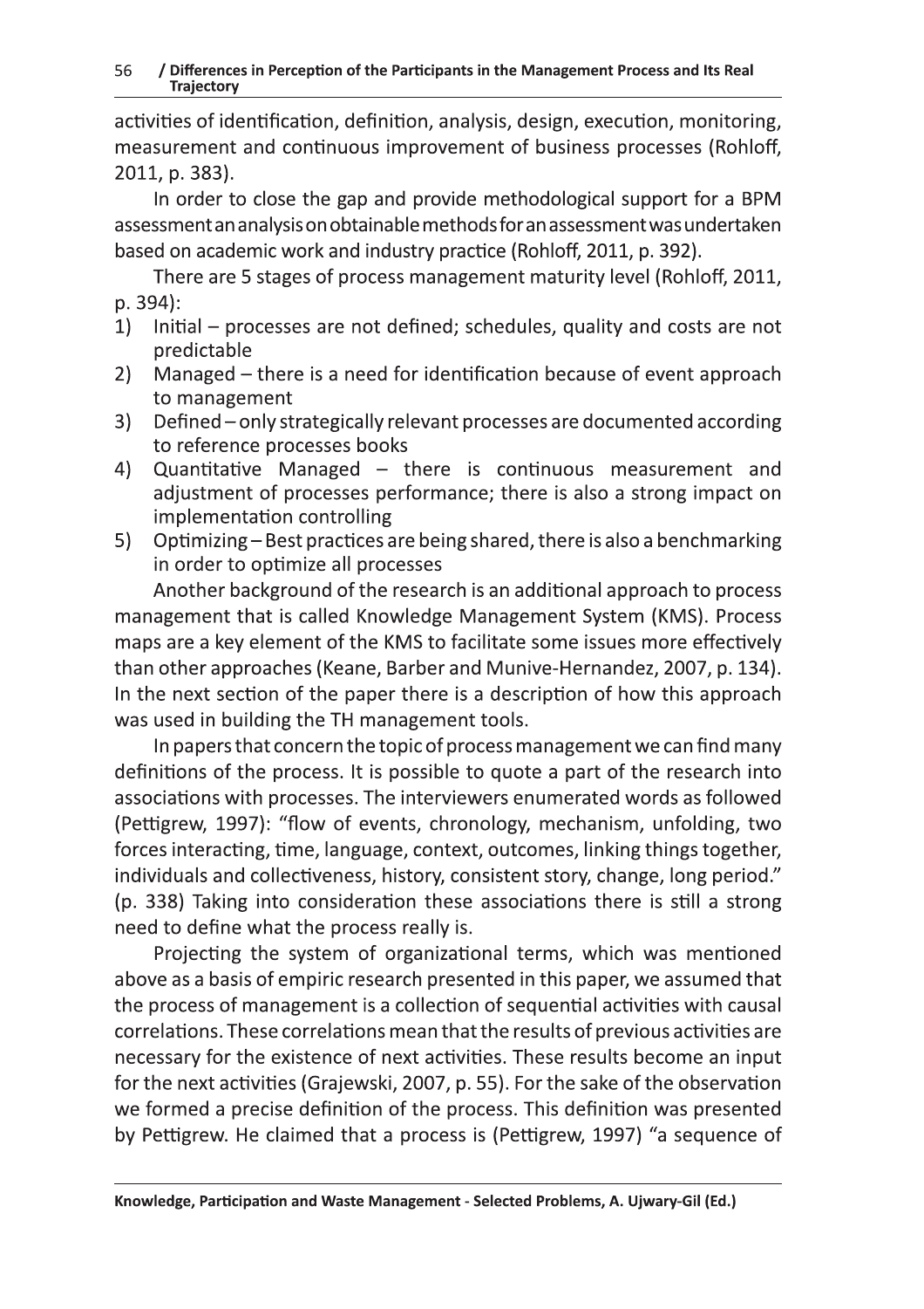activities of identification, definition, analysis, design, execution, monitoring, measurement and continuous improvement of business processes (Rohloff, 2011, p. 383).

In order to close the gap and provide methodological support for a BPM assessment an analysis on obtainable methods for an assessment was undertaken based on academic work and industry practice (Rohloff, 2011, p. 392).

There are 5 stages of process management maturity level (Rohloff, 2011, p. 394):

1) Initial – processes are not defined; schedules, quality and costs are not predictable
2) Managed – there is a need for identification because of event approach to management
3) Defined – only strategically relevant processes are documented according to reference processes books
4) Quantitative Managed – there is continuous measurement and adjustment of processes performance; there is also a strong impact on implementation controlling
5) Optimizing – Best practices are being shared, there is also a benchmarking in order to optimize all processes

Another background of the research is an additional approach to process management that is called Knowledge Management System (KMS). Process maps are a key element of the KMS to facilitate some issues more effectively than other approaches (Keane, Barber and Munive-Hernandez, 2007, p. 134). In the next section of the paper there is a description of how this approach was used in building the TH management tools.

In papers that concern the topic of process management we can find many definitions of the process. It is possible to quote a part of the research into associations with processes. The interviewers enumerated words as followed (Pettigrew, 1997): "flow of events, chronology, mechanism, unfolding, two forces interacting, time, language, context, outcomes, linking things together, individuals and collectiveness, history, consistent story, change, long period." (p. 338) Taking into consideration these associations there is still a strong need to define what the process really is.

Projecting the system of organizational terms, which was mentioned above as a basis of empiric research presented in this paper, we assumed that the process of management is a collection of sequential activities with causal correlations. These correlations mean that the results of previous activities are necessary for the existence of next activities. These results become an input for the next activities (Grajewski, 2007, p. 55). For the sake of the observation we formed a precise definition of the process. This definition was presented by Pettigrew. He claimed that a process is (Pettigrew, 1997) "a sequence of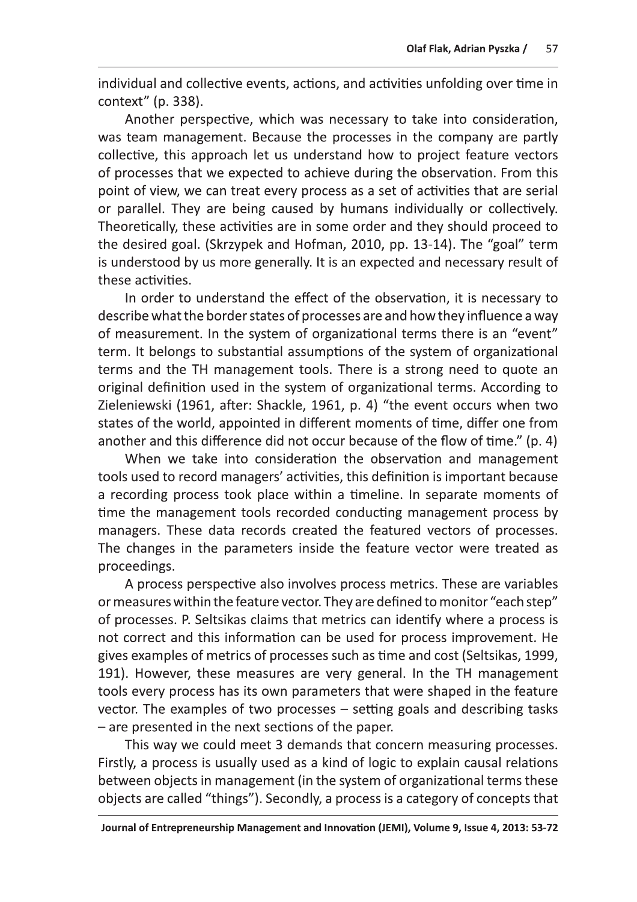individual and collective events, actions, and activities unfolding over time in context" (p. 338).

Another perspective, which was necessary to take into consideration, was team management. Because the processes in the company are partly collective, this approach let us understand how to project feature vectors of processes that we expected to achieve during the observation. From this point of view, we can treat every process as a set of activities that are serial or parallel. They are being caused by humans individually or collectively. Theoretically, these activities are in some order and they should proceed to the desired goal. (Skrzypek and Hofman, 2010, pp. 13-14). The "goal" term is understood by us more generally. It is an expected and necessary result of these activities.

In order to understand the effect of the observation, it is necessary to describe what the border states of processes are and how they influence a way of measurement. In the system of organizational terms there is an "event" term. It belongs to substantial assumptions of the system of organizational terms and the TH management tools. There is a strong need to quote an original definition used in the system of organizational terms. According to Zieleniewski (1961, after: Shackle, 1961, p. 4) "the event occurs when two states of the world, appointed in different moments of time, differ one from another and this difference did not occur because of the flow of time." (p. 4)

When we take into consideration the observation and management tools used to record managers' activities, this definition is important because a recording process took place within a timeline. In separate moments of time the management tools recorded conducting management process by managers. These data records created the featured vectors of processes. The changes in the parameters inside the feature vector were treated as proceedings.

A process perspective also involves process metrics. These are variables or measures within the feature vector. They are defined to monitor "each step" of processes. P. Seltsikas claims that metrics can identify where a process is not correct and this information can be used for process improvement. He gives examples of metrics of processes such as time and cost (Seltsikas, 1999, 191). However, these measures are very general. In the TH management tools every process has its own parameters that were shaped in the feature vector. The examples of two processes – setting goals and describing tasks – are presented in the next sections of the paper.

This way we could meet 3 demands that concern measuring processes. Firstly, a process is usually used as a kind of logic to explain causal relations between objects in management (in the system of organizational terms these objects are called "things"). Secondly, a process is a category of concepts that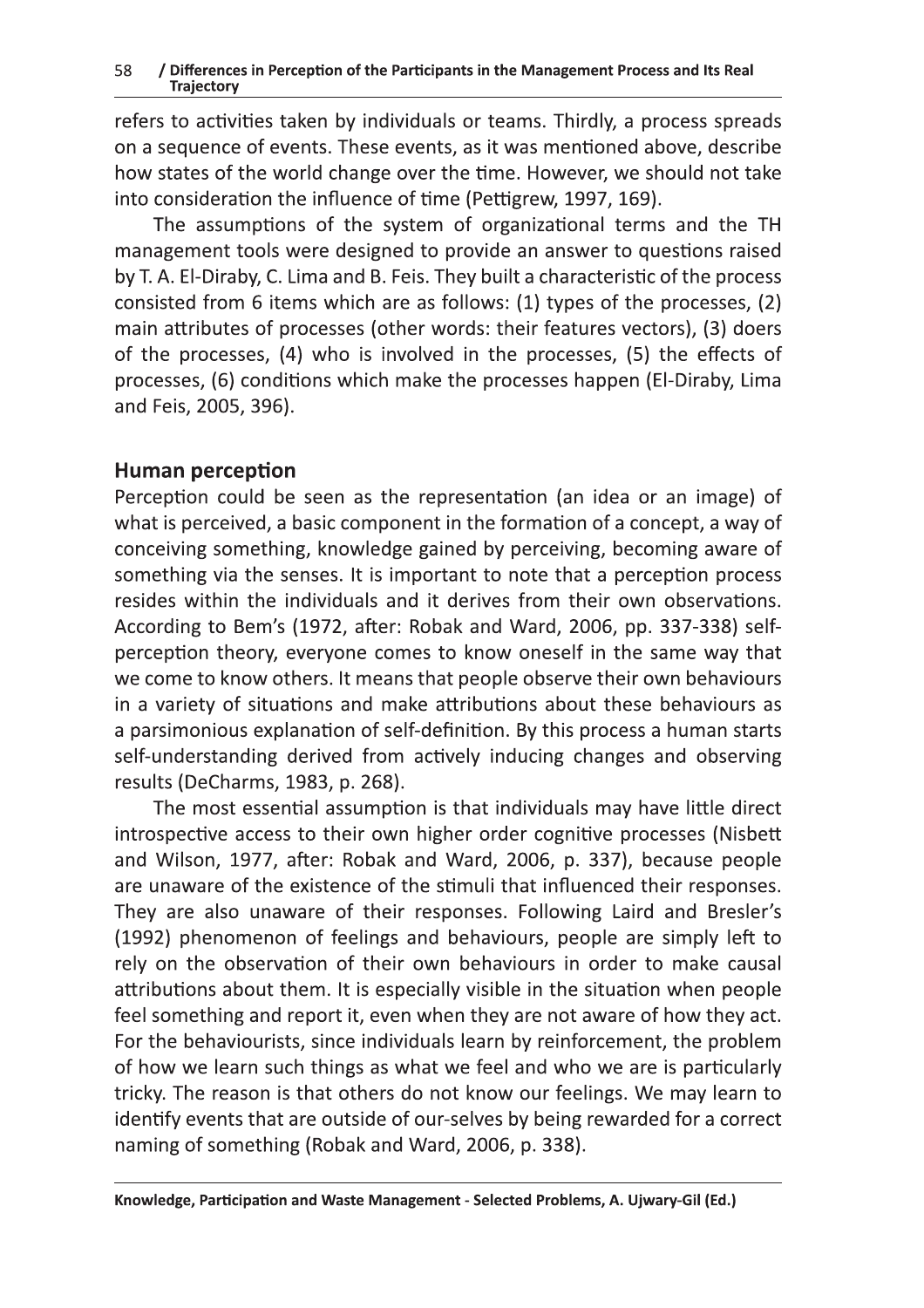refers to activities taken by individuals or teams. Thirdly, a process spreads on a sequence of events. These events, as it was mentioned above, describe how states of the world change over the time. However, we should not take into consideration the influence of time (Pettigrew, 1997, 169).

The assumptions of the system of organizational terms and the TH management tools were designed to provide an answer to questions raised by T. A. El-Diraby, C. Lima and B. Feis. They built a characteristic of the process consisted from 6 items which are as follows: (1) types of the processes, (2) main attributes of processes (other words: their features vectors), (3) doers of the processes, (4) who is involved in the processes, (5) the effects of processes, (6) conditions which make the processes happen (El-Diraby, Lima and Feis, 2005, 396).

## Human perception

Perception could be seen as the representation (an idea or an image) of what is perceived, a basic component in the formation of a concept, a way of conceiving something, knowledge gained by perceiving, becoming aware of something via the senses. It is important to note that a perception process resides within the individuals and it derives from their own observations. According to Bem's (1972, after: Robak and Ward, 2006, pp. 337-338) self-perception theory, everyone comes to know oneself in the same way that we come to know others. It means that people observe their own behaviours in a variety of situations and make attributions about these behaviours as a parsimonious explanation of self-definition. By this process a human starts self-understanding derived from actively inducing changes and observing results (DeCharms, 1983, p. 268).

The most essential assumption is that individuals may have little direct introspective access to their own higher order cognitive processes (Nisbett and Wilson, 1977, after: Robak and Ward, 2006, p. 337), because people are unaware of the existence of the stimuli that influenced their responses. They are also unaware of their responses. Following Laird and Bresler's (1992) phenomenon of feelings and behaviours, people are simply left to rely on the observation of their own behaviours in order to make causal attributions about them. It is especially visible in the situation when people feel something and report it, even when they are not aware of how they act. For the behaviourists, since individuals learn by reinforcement, the problem of how we learn such things as what we feel and who we are is particularly tricky. The reason is that others do not know our feelings. We may learn to identify events that are outside of our-selves by being rewarded for a correct naming of something (Robak and Ward, 2006, p. 338).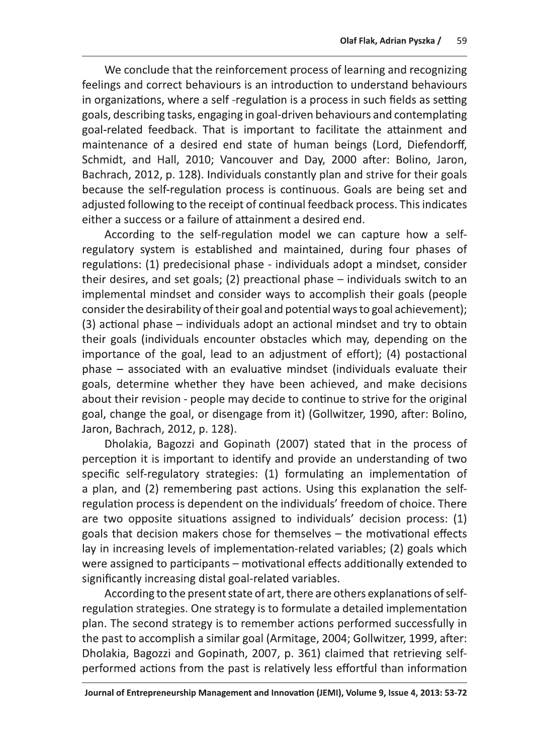We conclude that the reinforcement process of learning and recognizing feelings and correct behaviours is an introduction to understand behaviours in organizations, where a self -regulation is a process in such fields as setting goals, describing tasks, engaging in goal-driven behaviours and contemplating goal-related feedback. That is important to facilitate the attainment and maintenance of a desired end state of human beings (Lord, Diefendorff, Schmidt, and Hall, 2010; Vancouver and Day, 2000 after: Bolino, Jaron, Bachrach, 2012, p. 128). Individuals constantly plan and strive for their goals because the self-regulation process is continuous. Goals are being set and adjusted following to the receipt of continual feedback process. This indicates either a success or a failure of attainment a desired end.

According to the self-regulation model we can capture how a self-regulatory system is established and maintained, during four phases of regulations: (1) predecisional phase - individuals adopt a mindset, consider their desires, and set goals; (2) preactional phase – individuals switch to an implemental mindset and consider ways to accomplish their goals (people consider the desirability of their goal and potential ways to goal achievement); (3) actional phase – individuals adopt an actional mindset and try to obtain their goals (individuals encounter obstacles which may, depending on the importance of the goal, lead to an adjustment of effort); (4) postactional phase – associated with an evaluative mindset (individuals evaluate their goals, determine whether they have been achieved, and make decisions about their revision - people may decide to continue to strive for the original goal, change the goal, or disengage from it) (Gollwitzer, 1990, after: Bolino, Jaron, Bachrach, 2012, p. 128).

Dholakia, Bagozzi and Gopinath (2007) stated that in the process of perception it is important to identify and provide an understanding of two specific self-regulatory strategies: (1) formulating an implementation of a plan, and (2) remembering past actions. Using this explanation the self-regulation process is dependent on the individuals' freedom of choice. There are two opposite situations assigned to individuals' decision process: (1) goals that decision makers chose for themselves – the motivational effects lay in increasing levels of implementation-related variables; (2) goals which were assigned to participants – motivational effects additionally extended to significantly increasing distal goal-related variables.

According to the present state of art, there are others explanations of self-regulation strategies. One strategy is to formulate a detailed implementation plan. The second strategy is to remember actions performed successfully in the past to accomplish a similar goal (Armitage, 2004; Gollwitzer, 1999, after: Dholakia, Bagozzi and Gopinath, 2007, p. 361) claimed that retrieving self-performed actions from the past is relatively less effortful than information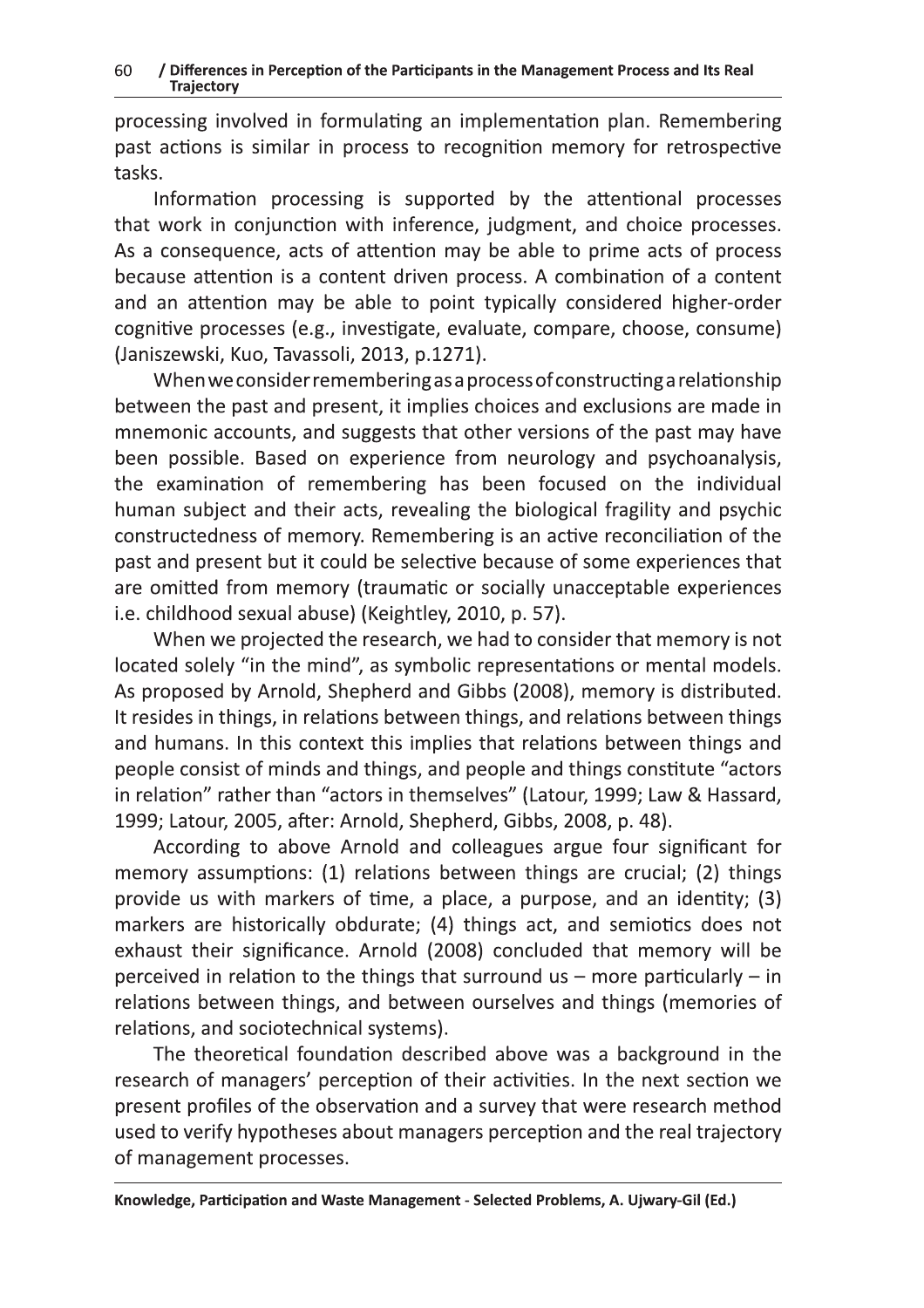processing involved in formulating an implementation plan. Remembering past actions is similar in process to recognition memory for retrospective tasks.

Information processing is supported by the attentional processes that work in conjunction with inference, judgment, and choice processes. As a consequence, acts of attention may be able to prime acts of process because attention is a content driven process. A combination of a content and an attention may be able to point typically considered higher-order cognitive processes (e.g., investigate, evaluate, compare, choose, consume) (Janiszewski, Kuo, Tavassoli, 2013, p.1271).

When we consider remembering as a process of constructing a relationship between the past and present, it implies choices and exclusions are made in mnemonic accounts, and suggests that other versions of the past may have been possible. Based on experience from neurology and psychoanalysis, the examination of remembering has been focused on the individual human subject and their acts, revealing the biological fragility and psychic constructedness of memory. Remembering is an active reconciliation of the past and present but it could be selective because of some experiences that are omitted from memory (traumatic or socially unacceptable experiences i.e. childhood sexual abuse) (Keightley, 2010, p. 57).

When we projected the research, we had to consider that memory is not located solely "in the mind", as symbolic representations or mental models. As proposed by Arnold, Shepherd and Gibbs (2008), memory is distributed. It resides in things, in relations between things, and relations between things and humans. In this context this implies that relations between things and people consist of minds and things, and people and things constitute "actors in relation" rather than "actors in themselves" (Latour, 1999; Law & Hassard, 1999; Latour, 2005, after: Arnold, Shepherd, Gibbs, 2008, p. 48).

According to above Arnold and colleagues argue four significant for memory assumptions: (1) relations between things are crucial; (2) things provide us with markers of time, a place, a purpose, and an identity; (3) markers are historically obdurate; (4) things act, and semiotics does not exhaust their significance. Arnold (2008) concluded that memory will be perceived in relation to the things that surround us – more particularly – in relations between things, and between ourselves and things (memories of relations, and sociotechnical systems).

The theoretical foundation described above was a background in the research of managers' perception of their activities. In the next section we present profiles of the observation and a survey that were research method used to verify hypotheses about managers perception and the real trajectory of management processes.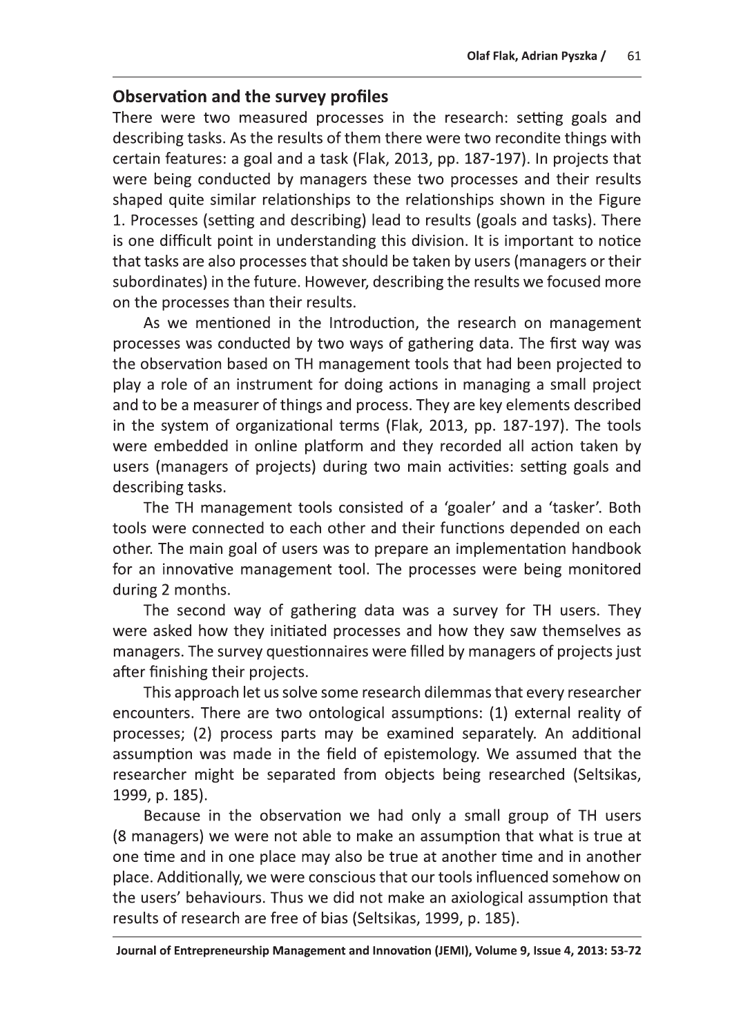## Observation and the survey profiles

There were two measured processes in the research: setting goals and describing tasks. As the results of them there were two recondite things with certain features: a goal and a task (Flak, 2013, pp. 187-197). In projects that were being conducted by managers these two processes and their results shaped quite similar relationships to the relationships shown in the Figure 1. Processes (setting and describing) lead to results (goals and tasks). There is one difficult point in understanding this division. It is important to notice that tasks are also processes that should be taken by users (managers or their subordinates) in the future. However, describing the results we focused more on the processes than their results.

As we mentioned in the Introduction, the research on management processes was conducted by two ways of gathering data. The first way was the observation based on TH management tools that had been projected to play a role of an instrument for doing actions in managing a small project and to be a measurer of things and process. They are key elements described in the system of organizational terms (Flak, 2013, pp. 187-197). The tools were embedded in online platform and they recorded all action taken by users (managers of projects) during two main activities: setting goals and describing tasks.

The TH management tools consisted of a 'goaler' and a 'tasker'. Both tools were connected to each other and their functions depended on each other. The main goal of users was to prepare an implementation handbook for an innovative management tool. The processes were being monitored during 2 months.

The second way of gathering data was a survey for TH users. They were asked how they initiated processes and how they saw themselves as managers. The survey questionnaires were filled by managers of projects just after finishing their projects.

This approach let us solve some research dilemmas that every researcher encounters. There are two ontological assumptions: (1) external reality of processes; (2) process parts may be examined separately. An additional assumption was made in the field of epistemology. We assumed that the researcher might be separated from objects being researched (Seltsikas, 1999, p. 185).

Because in the observation we had only a small group of TH users (8 managers) we were not able to make an assumption that what is true at one time and in one place may also be true at another time and in another place. Additionally, we were conscious that our tools influenced somehow on the users' behaviours. Thus we did not make an axiological assumption that results of research are free of bias (Seltsikas, 1999, p. 185).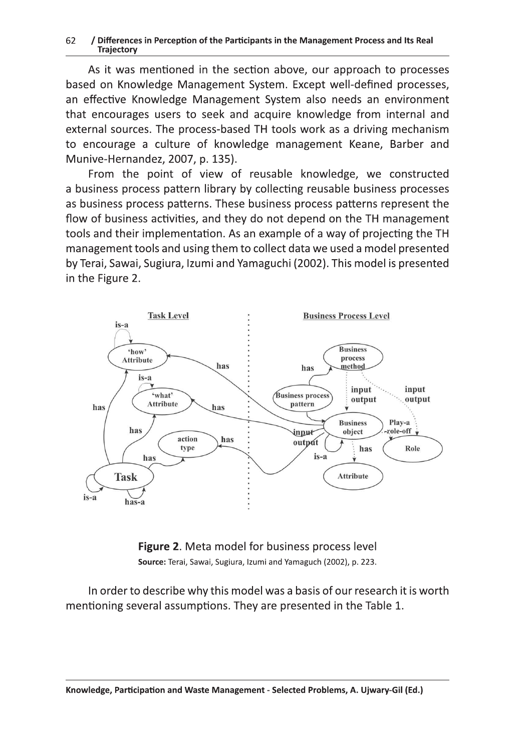As it was mentioned in the section above, our approach to processes based on Knowledge Management System. Except well-defined processes, an effective Knowledge Management System also needs an environment that encourages users to seek and acquire knowledge from internal and external sources. The process-based TH tools work as a driving mechanism to encourage a culture of knowledge management Keane, Barber and Munive-Hernandez, 2007, p. 135).

From the point of view of reusable knowledge, we constructed a business process pattern library by collecting reusable business processes as business process patterns. These business process patterns represent the flow of business activities, and they do not depend on the TH management tools and their implementation. As an example of a way of projecting the TH management tools and using them to collect data we used a model presented by Terai, Sawai, Sugiura, Izumi and Yamaguchi (2002). This model is presented in the Figure 2.

**Figure 2**. Meta model for business process level

**Source:** Terai, Sawai, Sugiura, Izumi and Yamaguch (2002), p. 223.

In order to describe why this model was a basis of our research it is worth mentioning several assumptions. They are presented in the Table 1.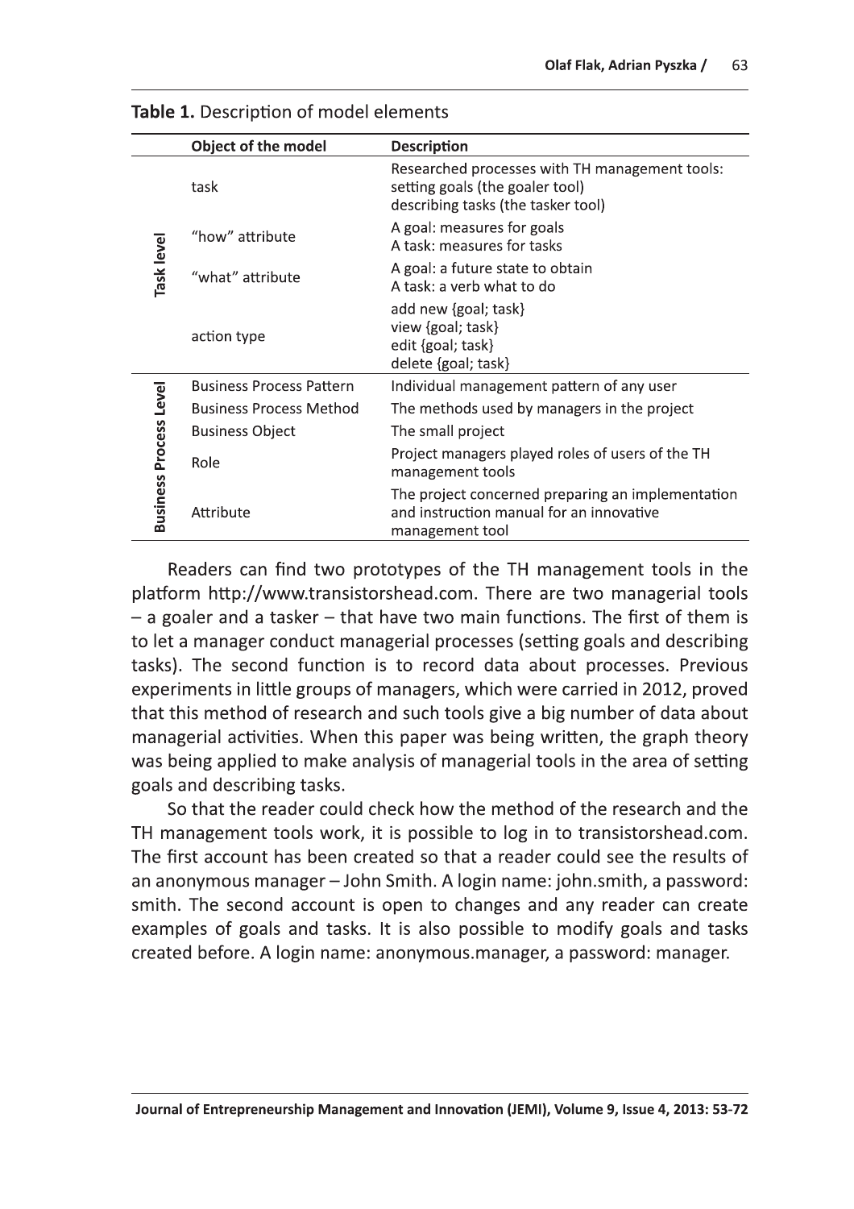**Table 1.** Description of model elements

| | Object of the model | Description |
|---|---|---|
| Task level | task | Researched processes with TH management tools: setting goals (the goaler tool) describing tasks (the tasker tool) |
| | "how" attribute | A goal: measures for goals A task: measures for tasks |
| | "what" attribute | A goal: a future state to obtain A task: a verb what to do |
| | action type | add new {goal; task} view {goal; task} edit {goal; task} delete {goal; task} |
| Business Process Level | Business Process Pattern | Individual management pattern of any user |
| | Business Process Method | The methods used by managers in the project |
| | Business Object | The small project |
| | Role | Project managers played roles of users of the TH management tools |
| | Attribute | The project concerned preparing an implementation and instruction manual for an innovative management tool |

Readers can find two prototypes of the TH management tools in the platform http://www.transistorshead.com. There are two managerial tools – a goaler and a tasker – that have two main functions. The first of them is to let a manager conduct managerial processes (setting goals and describing tasks). The second function is to record data about processes. Previous experiments in little groups of managers, which were carried in 2012, proved that this method of research and such tools give a big number of data about managerial activities. When this paper was being written, the graph theory was being applied to make analysis of managerial tools in the area of setting goals and describing tasks.

So that the reader could check how the method of the research and the TH management tools work, it is possible to log in to transistorshead.com. The first account has been created so that a reader could see the results of an anonymous manager – John Smith. A login name: john.smith, a password: smith. The second account is open to changes and any reader can create examples of goals and tasks. It is also possible to modify goals and tasks created before. A login name: anonymous.manager, a password: manager.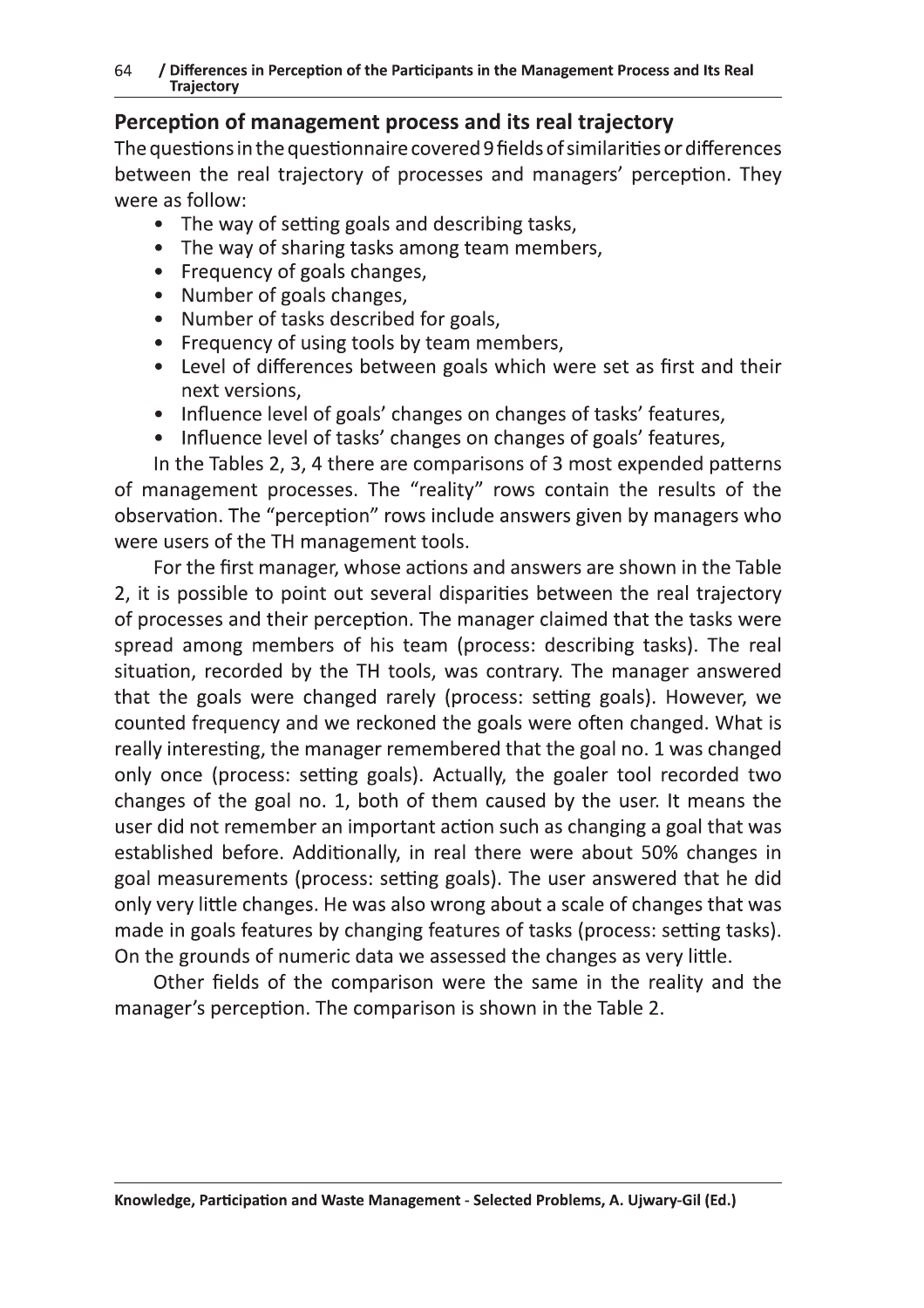## Perception of management process and its real trajectory

The questions in the questionnaire covered 9 fields of similarities or differences between the real trajectory of processes and managers' perception. They were as follow:

- The way of setting goals and describing tasks,
- The way of sharing tasks among team members,
- Frequency of goals changes,
- Number of goals changes,
- Number of tasks described for goals,
- Frequency of using tools by team members,
- Level of differences between goals which were set as first and their next versions,
- Influence level of goals' changes on changes of tasks' features,
- Influence level of tasks' changes on changes of goals' features,

In the Tables 2, 3, 4 there are comparisons of 3 most expended patterns of management processes. The "reality" rows contain the results of the observation. The "perception" rows include answers given by managers who were users of the TH management tools.

For the first manager, whose actions and answers are shown in the Table 2, it is possible to point out several disparities between the real trajectory of processes and their perception. The manager claimed that the tasks were spread among members of his team (process: describing tasks). The real situation, recorded by the TH tools, was contrary. The manager answered that the goals were changed rarely (process: setting goals). However, we counted frequency and we reckoned the goals were often changed. What is really interesting, the manager remembered that the goal no. 1 was changed only once (process: setting goals). Actually, the goaler tool recorded two changes of the goal no. 1, both of them caused by the user. It means the user did not remember an important action such as changing a goal that was established before. Additionally, in real there were about 50% changes in goal measurements (process: setting goals). The user answered that he did only very little changes. He was also wrong about a scale of changes that was made in goals features by changing features of tasks (process: setting tasks). On the grounds of numeric data we assessed the changes as very little.

Other fields of the comparison were the same in the reality and the manager's perception. The comparison is shown in the Table 2.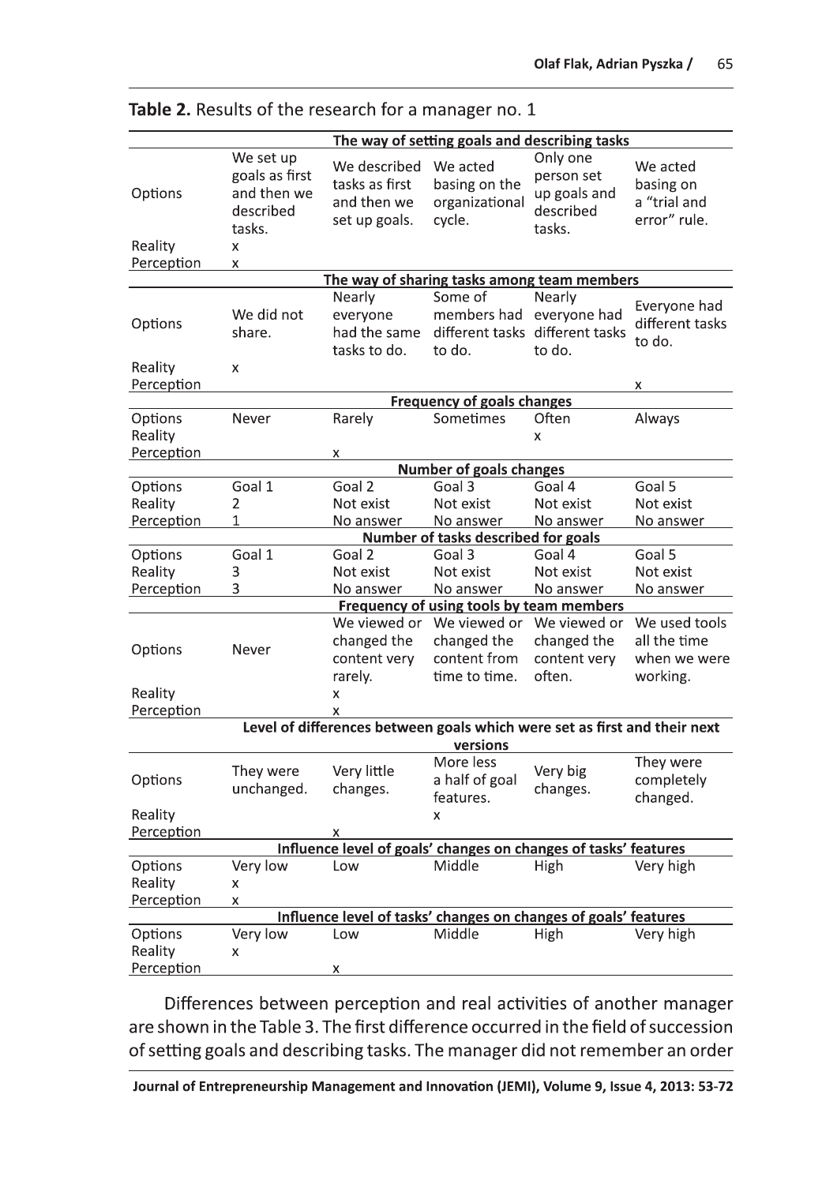**Table 2.** Results of the research for a manager no. 1

| | | | | | |
|---|---|---|---|---|---|
| | **The way of setting goals and describing tasks** | | | | |
| Options | We set up goals as first and then we described tasks. | We described tasks as first and then we set up goals. | We acted basing on the organizational cycle. | Only one person set up goals and described tasks. | We acted basing on a "trial and error" rule. |
| Reality | x | | | | |
| Perception | x | | | | |
| | **The way of sharing tasks among team members** | | | | |
| Options | We did not share. | Nearly everyone had the same tasks to do. | Some of members had different tasks to do. | Nearly everyone had different tasks to do. | Everyone had different tasks to do. |
| Reality | x | | | | |
| Perception | | | | | x |
| | **Frequency of goals changes** | | | | |
| Options | Never | Rarely | Sometimes | Often | Always |
| Reality | | | | x | |
| Perception | | x | | | |
| | **Number of goals changes** | | | | |
| Options | Goal 1 | Goal 2 | Goal 3 | Goal 4 | Goal 5 |
| Reality | 2 | Not exist | Not exist | Not exist | Not exist |
| Perception | 1 | No answer | No answer | No answer | No answer |
| | **Number of tasks described for goals** | | | | |
| Options | Goal 1 | Goal 2 | Goal 3 | Goal 4 | Goal 5 |
| Reality | 3 | Not exist | Not exist | Not exist | Not exist |
| Perception | 3 | No answer | No answer | No answer | No answer |
| | **Frequency of using tools by team members** | | | | |
| Options | Never | We viewed or changed the content very rarely. | We viewed or changed the content from time to time. | We viewed or changed the content very often. | We used tools all the time when we were working. |
| Reality | | x | | | |
| Perception | | x | | | |
| | **Level of differences between goals which were set as first and their next versions** | | | | |
| Options | They were unchanged. | Very little changes. | More less a half of goal features. | Very big changes. | They were completely changed. |
| Reality | | | x | | |
| Perception | | x | | | |
| | **Influence level of goals' changes on changes of tasks' features** | | | | |
| Options | Very low | Low | Middle | High | Very high |
| Reality | x | | | | |
| Perception | x | | | | |
| | **Influence level of tasks' changes on changes of goals' features** | | | | |
| Options | Very low | Low | Middle | High | Very high |
| Reality | x | | | | |
| Perception | | x | | | |

Differences between perception and real activities of another manager are shown in the Table 3. The first difference occurred in the field of succession of setting goals and describing tasks. The manager did not remember an order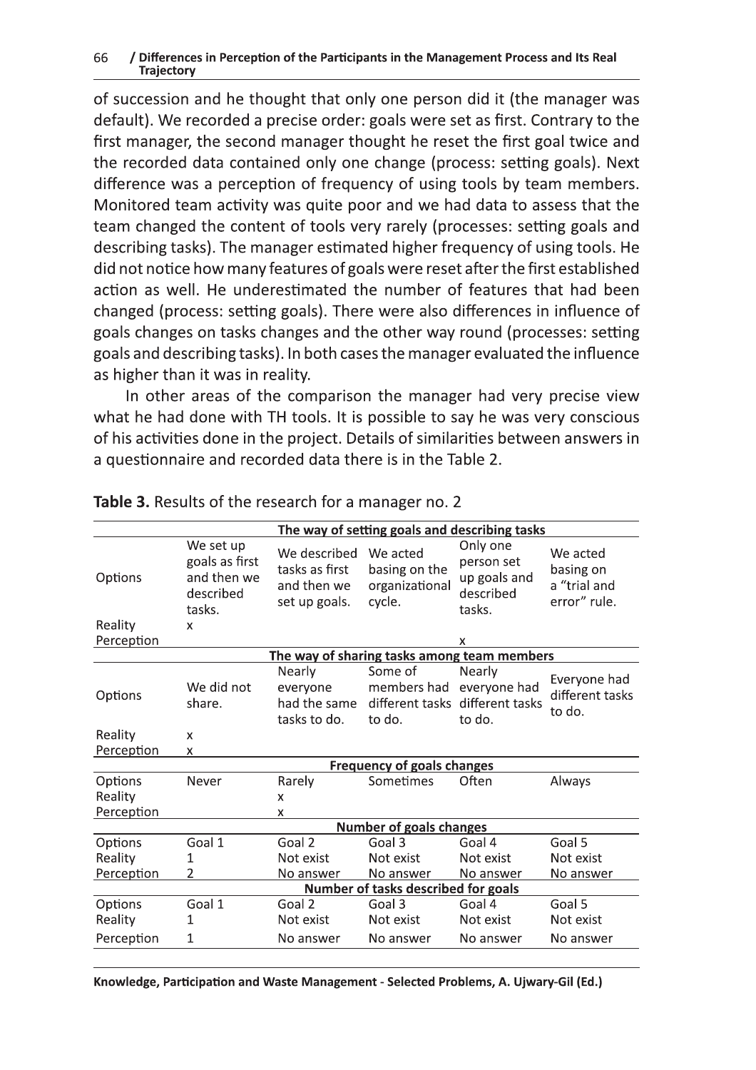of succession and he thought that only one person did it (the manager was default). We recorded a precise order: goals were set as first. Contrary to the first manager, the second manager thought he reset the first goal twice and the recorded data contained only one change (process: setting goals). Next difference was a perception of frequency of using tools by team members. Monitored team activity was quite poor and we had data to assess that the team changed the content of tools very rarely (processes: setting goals and describing tasks). The manager estimated higher frequency of using tools. He did not notice how many features of goals were reset after the first established action as well. He underestimated the number of features that had been changed (process: setting goals). There were also differences in influence of goals changes on tasks changes and the other way round (processes: setting goals and describing tasks). In both cases the manager evaluated the influence as higher than it was in reality.

In other areas of the comparison the manager had very precise view what he had done with TH tools. It is possible to say he was very conscious of his activities done in the project. Details of similarities between answers in a questionnaire and recorded data there is in the Table 2.

**Table 3.** Results of the research for a manager no. 2

| | The way of setting goals and describing tasks | | | | |
|---|---|---|---|---|---|
| Options | We set up goals as first and then we described tasks. | We described tasks as first and then we set up goals. | We acted basing on the organizational cycle. | Only one person set up goals and described tasks. | We acted basing on a "trial and error" rule. |
| Reality | x | | | | |
| Perception | | | | x | |
| | **The way of sharing tasks among team members** | | | | |
| Options | We did not share. | Nearly everyone had the same tasks to do. | Some of members had different tasks to do. | Nearly everyone had different tasks to do. | Everyone had different tasks to do. |
| Reality | x | | | | |
| Perception | x | | | | |
| | **Frequency of goals changes** | | | | |
| Options | Never | Rarely | Sometimes | Often | Always |
| Reality | | x | | | |
| Perception | | x | | | |
| | **Number of goals changes** | | | | |
| Options | Goal 1 | Goal 2 | Goal 3 | Goal 4 | Goal 5 |
| Reality | 1 | Not exist | Not exist | Not exist | Not exist |
| Perception | 2 | No answer | No answer | No answer | No answer |
| | **Number of tasks described for goals** | | | | |
| Options | Goal 1 | Goal 2 | Goal 3 | Goal 4 | Goal 5 |
| Reality | 1 | Not exist | Not exist | Not exist | Not exist |
| Perception | 1 | No answer | No answer | No answer | No answer |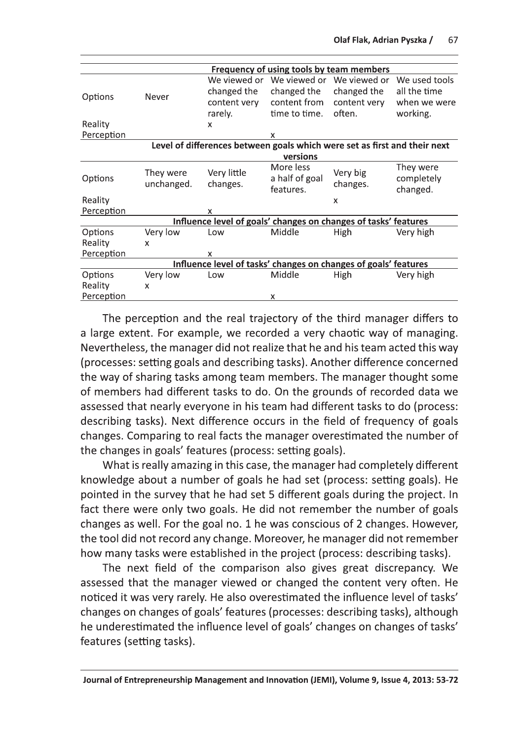| Frequency of using tools by team members | | | | | |
|---|---|---|---|---|---|
| Options | Never | We viewed or changed the content very rarely. | We viewed or changed the content from time to time. | We viewed or changed the content very often. | We used tools all the time when we were working. |
| Reality | | x | | | |
| Perception | | | x | | |
| **Level of differences between goals which were set as first and their next versions** | | | | | |
| Options | They were unchanged. | Very little changes. | More less a half of goal features. | Very big changes. | They were completely changed. |
| Reality | | | | x | |
| Perception | | x | | | |
| **Influence level of goals' changes on changes of tasks' features** | | | | | |
| Options | Very low | Low | Middle | High | Very high |
| Reality | x | | | | |
| Perception | | x | | | |
| **Influence level of tasks' changes on changes of goals' features** | | | | | |
| Options | Very low | Low | Middle | High | Very high |
| Reality | x | | | | |
| Perception | | | x | | |

The perception and the real trajectory of the third manager differs to a large extent. For example, we recorded a very chaotic way of managing. Nevertheless, the manager did not realize that he and his team acted this way (processes: setting goals and describing tasks). Another difference concerned the way of sharing tasks among team members. The manager thought some of members had different tasks to do. On the grounds of recorded data we assessed that nearly everyone in his team had different tasks to do (process: describing tasks). Next difference occurs in the field of frequency of goals changes. Comparing to real facts the manager overestimated the number of the changes in goals' features (process: setting goals).

What is really amazing in this case, the manager had completely different knowledge about a number of goals he had set (process: setting goals). He pointed in the survey that he had set 5 different goals during the project. In fact there were only two goals. He did not remember the number of goals changes as well. For the goal no. 1 he was conscious of 2 changes. However, the tool did not record any change. Moreover, he manager did not remember how many tasks were established in the project (process: describing tasks).

The next field of the comparison also gives great discrepancy. We assessed that the manager viewed or changed the content very often. He noticed it was very rarely. He also overestimated the influence level of tasks' changes on changes of goals' features (processes: describing tasks), although he underestimated the influence level of goals' changes on changes of tasks' features (setting tasks).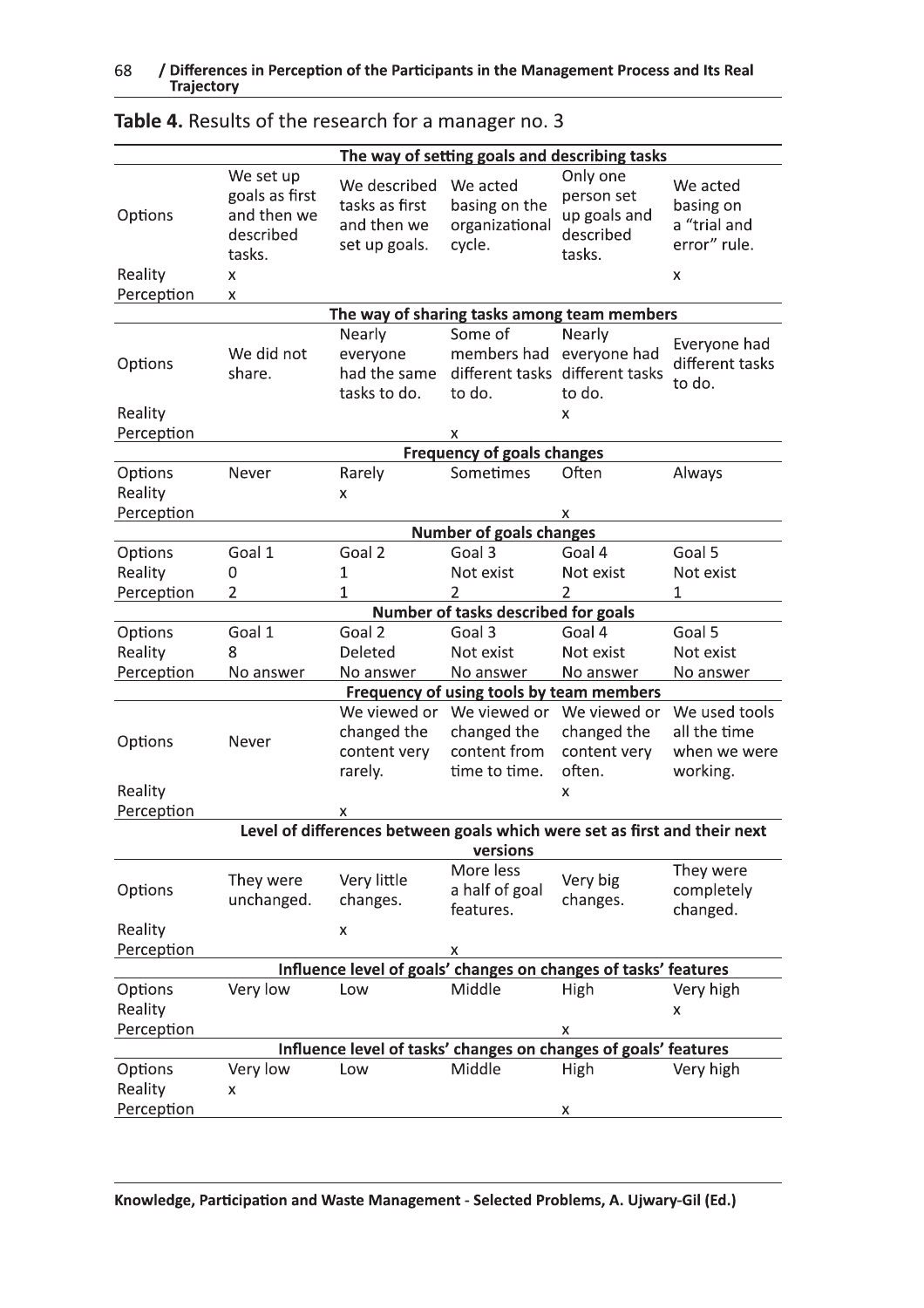**Table 4.** Results of the research for a manager no. 3

| | | | | | |
|---|---|---|---|---|---|
| | **The way of setting goals and describing tasks** | | | | |
| Options | We set up goals as first and then we described tasks. | We described tasks as first and then we set up goals. | We acted basing on the organizational cycle. | Only one person set up goals and described tasks. | We acted basing on a "trial and error" rule. |
| Reality | x | | | | x |
| Perception | x | | | | |
| | **The way of sharing tasks among team members** | | | | |
| Options | We did not share. | Nearly everyone had the same tasks to do. | Some of members had different tasks to do. | Nearly everyone had different tasks to do. | Everyone had different tasks to do. |
| Reality | | | | x | |
| Perception | | | x | | |
| | **Frequency of goals changes** | | | | |
| Options | Never | Rarely | Sometimes | Often | Always |
| Reality | | x | | | |
| Perception | | | | x | |
| | **Number of goals changes** | | | | |
| Options | Goal 1 | Goal 2 | Goal 3 | Goal 4 | Goal 5 |
| Reality | 0 | 1 | Not exist | Not exist | Not exist |
| Perception | 2 | 1 | 2 | 2 | 1 |
| | **Number of tasks described for goals** | | | | |
| Options | Goal 1 | Goal 2 | Goal 3 | Goal 4 | Goal 5 |
| Reality | 8 | Deleted | Not exist | Not exist | Not exist |
| Perception | No answer | No answer | No answer | No answer | No answer |
| | **Frequency of using tools by team members** | | | | |
| Options | Never | We viewed or changed the content very rarely. | We viewed or changed the content from time to time. | We viewed or changed the content very often. | We used tools all the time when we were working. |
| Reality | | | | x | |
| Perception | | x | | | |
| | **Level of differences between goals which were set as first and their next versions** | | | | |
| Options | They were unchanged. | Very little changes. | More less a half of goal features. | Very big changes. | They were completely changed. |
| Reality | | x | | | |
| Perception | | | x | | |
| | **Influence level of goals' changes on changes of tasks' features** | | | | |
| Options | Very low | Low | Middle | High | Very high |
| Reality | | | | | x |
| Perception | | | | x | |
| | **Influence level of tasks' changes on changes of goals' features** | | | | |
| Options | Very low | Low | Middle | High | Very high |
| Reality | x | | | | |
| Perception | | | | x | |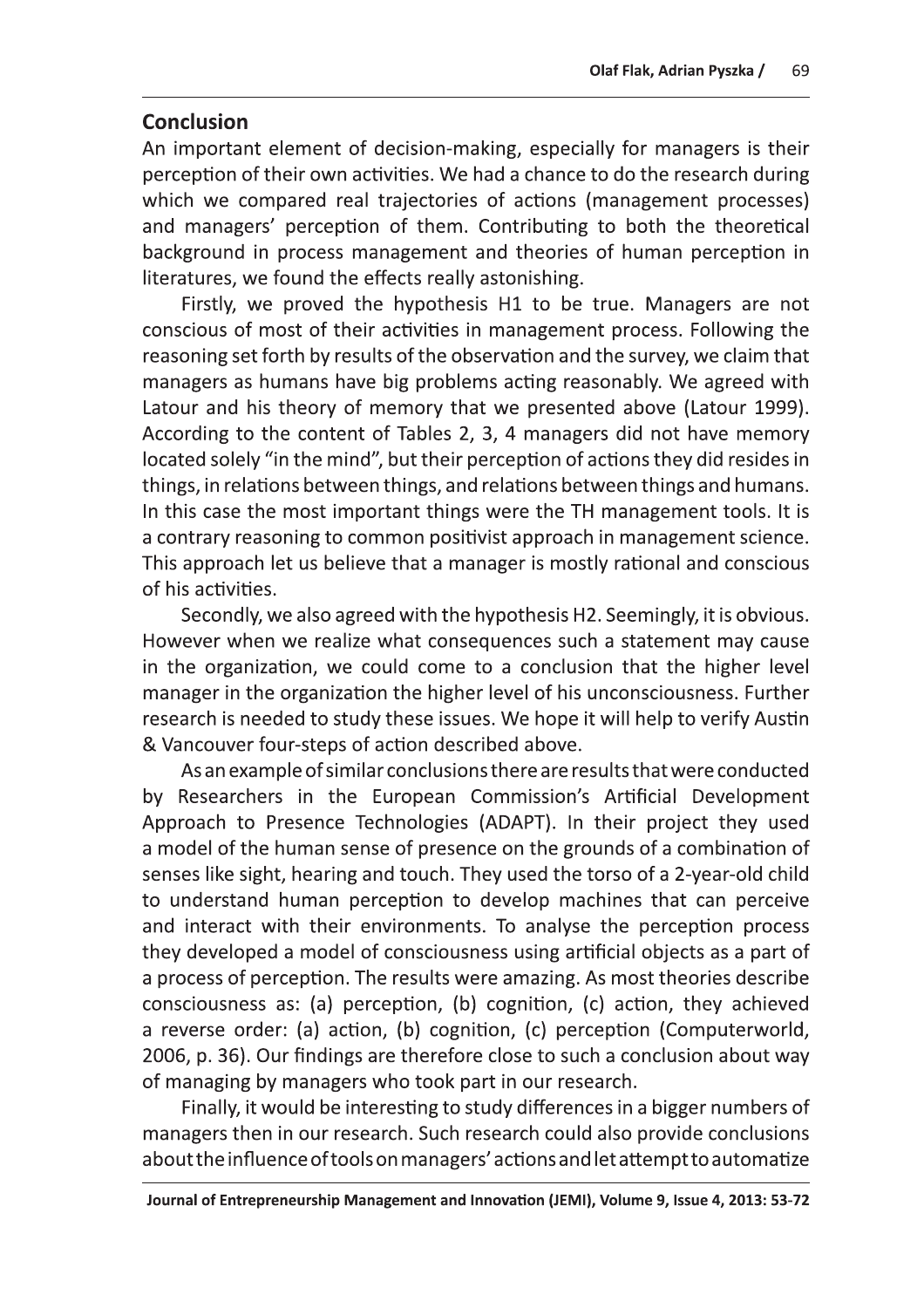## Conclusion

An important element of decision-making, especially for managers is their perception of their own activities. We had a chance to do the research during which we compared real trajectories of actions (management processes) and managers' perception of them. Contributing to both the theoretical background in process management and theories of human perception in literatures, we found the effects really astonishing.

Firstly, we proved the hypothesis H1 to be true. Managers are not conscious of most of their activities in management process. Following the reasoning set forth by results of the observation and the survey, we claim that managers as humans have big problems acting reasonably. We agreed with Latour and his theory of memory that we presented above (Latour 1999). According to the content of Tables 2, 3, 4 managers did not have memory located solely "in the mind", but their perception of actions they did resides in things, in relations between things, and relations between things and humans. In this case the most important things were the TH management tools. It is a contrary reasoning to common positivist approach in management science. This approach let us believe that a manager is mostly rational and conscious of his activities.

Secondly, we also agreed with the hypothesis H2. Seemingly, it is obvious. However when we realize what consequences such a statement may cause in the organization, we could come to a conclusion that the higher level manager in the organization the higher level of his unconsciousness. Further research is needed to study these issues. We hope it will help to verify Austin & Vancouver four-steps of action described above.

As an example of similar conclusions there are results that were conducted by Researchers in the European Commission's Artificial Development Approach to Presence Technologies (ADAPT). In their project they used a model of the human sense of presence on the grounds of a combination of senses like sight, hearing and touch. They used the torso of a 2-year-old child to understand human perception to develop machines that can perceive and interact with their environments. To analyse the perception process they developed a model of consciousness using artificial objects as a part of a process of perception. The results were amazing. As most theories describe consciousness as: (a) perception, (b) cognition, (c) action, they achieved a reverse order: (a) action, (b) cognition, (c) perception (Computerworld, 2006, p. 36). Our findings are therefore close to such a conclusion about way of managing by managers who took part in our research.

Finally, it would be interesting to study differences in a bigger numbers of managers then in our research. Such research could also provide conclusions about the influence of tools on managers' actions and let attempt to automatize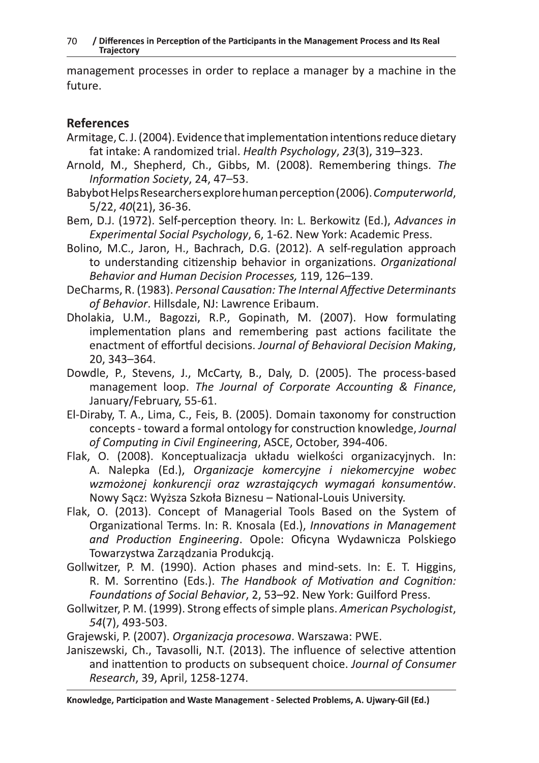management processes in order to replace a manager by a machine in the future.

## References

Armitage, C. J. (2004). Evidence that implementation intentions reduce dietary fat intake: A randomized trial. *Health Psychology*, *23*(3), 319–323.

Arnold, M., Shepherd, Ch., Gibbs, M. (2008). Remembering things. *The Information Society*, 24, 47–53.

Babybot Helps Researchers explore human perception (2006). *Computerworld*, 5/22, *40*(21), 36-36.

Bem, D.J. (1972). Self-perception theory. In: L. Berkowitz (Ed.), *Advances in Experimental Social Psychology*, 6, 1-62. New York: Academic Press.

Bolino, M.C., Jaron, H., Bachrach, D.G. (2012). A self-regulation approach to understanding citizenship behavior in organizations. *Organizational Behavior and Human Decision Processes,* 119, 126–139.

DeCharms, R. (1983). *Personal Causation: The Internal Affective Determinants of Behavior*. Hillsdale, NJ: Lawrence Eribaum.

Dholakia, U.M., Bagozzi, R.P., Gopinath, M. (2007). How formulating implementation plans and remembering past actions facilitate the enactment of effortful decisions. *Journal of Behavioral Decision Making*, 20, 343–364.

Dowdle, P., Stevens, J., McCarty, B., Daly, D. (2005). The process-based management loop. *The Journal of Corporate Accounting & Finance*, January/February, 55-61.

El-Diraby, T. A., Lima, C., Feis, B. (2005). Domain taxonomy for construction concepts - toward a formal ontology for construction knowledge, *Journal of Computing in Civil Engineering*, ASCE, October, 394-406.

Flak, O. (2008). Konceptualizacja układu wielkości organizacyjnych. In: A. Nalepka (Ed.), *Organizacje komercyjne i niekomercyjne wobec wzmożonej konkurencji oraz wzrastających wymagań konsumentów*. Nowy Sącz: Wyższa Szkoła Biznesu – National-Louis University.

Flak, O. (2013). Concept of Managerial Tools Based on the System of Organizational Terms. In: R. Knosala (Ed.), *Innovations in Management and Production Engineering*. Opole: Oficyna Wydawnicza Polskiego Towarzystwa Zarządzania Produkcją.

Gollwitzer, P. M. (1990). Action phases and mind-sets. In: E. T. Higgins, R. M. Sorrentino (Eds.). *The Handbook of Motivation and Cognition: Foundations of Social Behavior*, 2, 53–92. New York: Guilford Press.

Gollwitzer, P. M. (1999). Strong effects of simple plans. *American Psychologist*, *54*(7), 493-503.

Grajewski, P. (2007). *Organizacja procesowa*. Warszawa: PWE.

Janiszewski, Ch., Tavasolli, N.T. (2013). The influence of selective attention and inattention to products on subsequent choice. *Journal of Consumer Research*, 39, April, 1258-1274.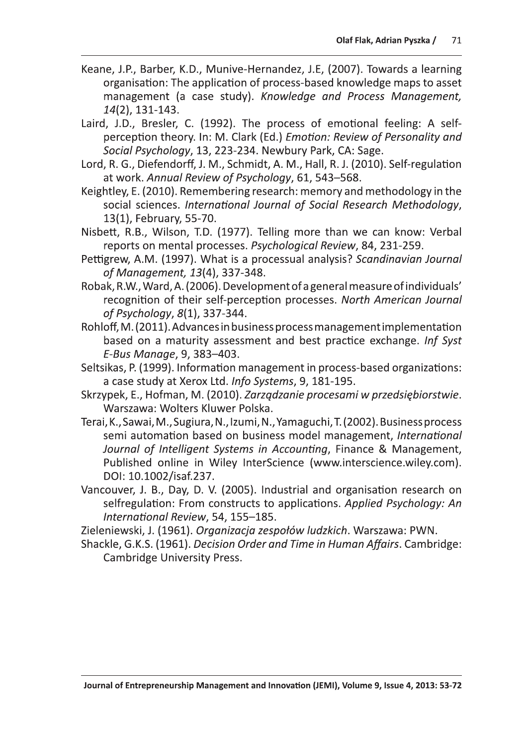Keane, J.P., Barber, K.D., Munive-Hernandez, J.E, (2007). Towards a learning organisation: The application of process-based knowledge maps to asset management (a case study). *Knowledge and Process Management, 14*(2), 131-143.

Laird, J.D., Bresler, C. (1992). The process of emotional feeling: A self-perception theory. In: M. Clark (Ed.) *Emotion: Review of Personality and Social Psychology*, 13, 223-234. Newbury Park, CA: Sage.

Lord, R. G., Diefendorff, J. M., Schmidt, A. M., Hall, R. J. (2010). Self-regulation at work. *Annual Review of Psychology*, 61, 543–568.

Keightley, E. (2010). Remembering research: memory and methodology in the social sciences. *International Journal of Social Research Methodology*, 13(1), February, 55-70.

Nisbett, R.B., Wilson, T.D. (1977). Telling more than we can know: Verbal reports on mental processes. *Psychological Review*, 84, 231-259.

Pettigrew, A.M. (1997). What is a processual analysis? *Scandinavian Journal of Management, 13*(4), 337-348.

Robak, R.W., Ward, A. (2006). Development of a general measure of individuals' recognition of their self-perception processes. *North American Journal of Psychology*, *8*(1), 337-344.

Rohloff, M. (2011). Advances in business process management implementation based on a maturity assessment and best practice exchange. *Inf Syst E-Bus Manage*, 9, 383–403.

Seltsikas, P. (1999). Information management in process-based organizations: a case study at Xerox Ltd. *Info Systems*, 9, 181-195.

Skrzypek, E., Hofman, M. (2010). *Zarządzanie procesami w przedsiębiorstwie*. Warszawa: Wolters Kluwer Polska.

Terai, K., Sawai, M., Sugiura, N., Izumi, N., Yamaguchi, T. (2002). Business process semi automation based on business model management, *International Journal of Intelligent Systems in Accounting*, Finance & Management, Published online in Wiley InterScience (www.interscience.wiley.com). DOI: 10.1002/isaf.237.

Vancouver, J. B., Day, D. V. (2005). Industrial and organisation research on selfregulation: From constructs to applications. *Applied Psychology: An International Review*, 54, 155–185.

Zieleniewski, J. (1961). *Organizacja zespołów ludzkich*. Warszawa: PWN.

Shackle, G.K.S. (1961). *Decision Order and Time in Human Affairs*. Cambridge: Cambridge University Press.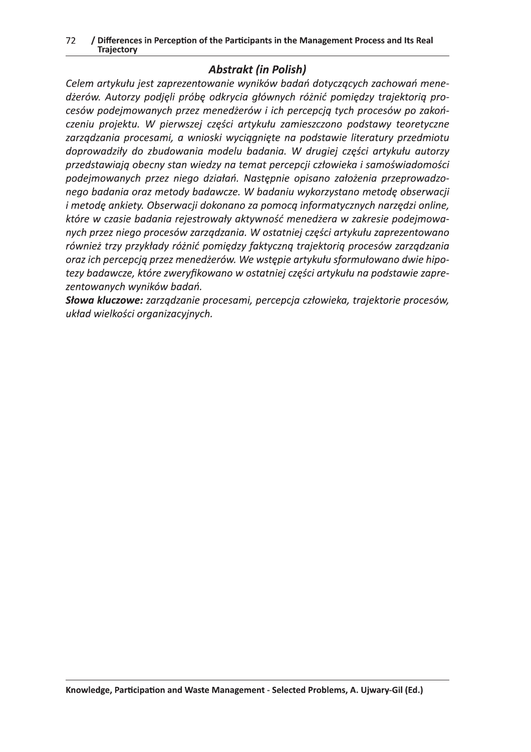## *Abstrakt (in Polish)*

*Celem artykułu jest zaprezentowanie wyników badań dotyczących zachowań menedżerów. Autorzy podjęli próbę odkrycia głównych różnic pomiędzy trajektorią procesów podejmowanych przez menedżerów i ich percepcją tych procesów po zakończeniu projektu. W pierwszej części artykułu zamieszczono podstawy teoretyczne zarządzania procesami, a wnioski wyciągnięte na podstawie literatury przedmiotu doprowadziły do zbudowania modelu badania. W drugiej części artykułu autorzy przedstawiają obecny stan wiedzy na temat percepcji człowieka i samoświadomości podejmowanych przez niego działań. Następnie opisano założenia przeprowadzonego badania oraz metody badawcze. W badaniu wykorzystano metodę obserwacji i metodę ankiety. Obserwacji dokonano za pomocą informatycznych narzędzi online, które w czasie badania rejestrowały aktywność menedżera w zakresie podejmowanych przez niego procesów zarządzania. W ostatniej części artykułu zaprezentowano również trzy przykłady różnic pomiędzy faktyczną trajektorią procesów zarządzania oraz ich percepcją przez menedżerów. We wstępie artykułu sformułowano dwie hipotezy badawcze, które zweryfikowano w ostatniej części artykułu na podstawie zaprezentowanych wyników badań.*

***Słowa kluczowe:*** *zarządzanie procesami, percepcja człowieka, trajektorie procesów, układ wielkości organizacyjnych.*